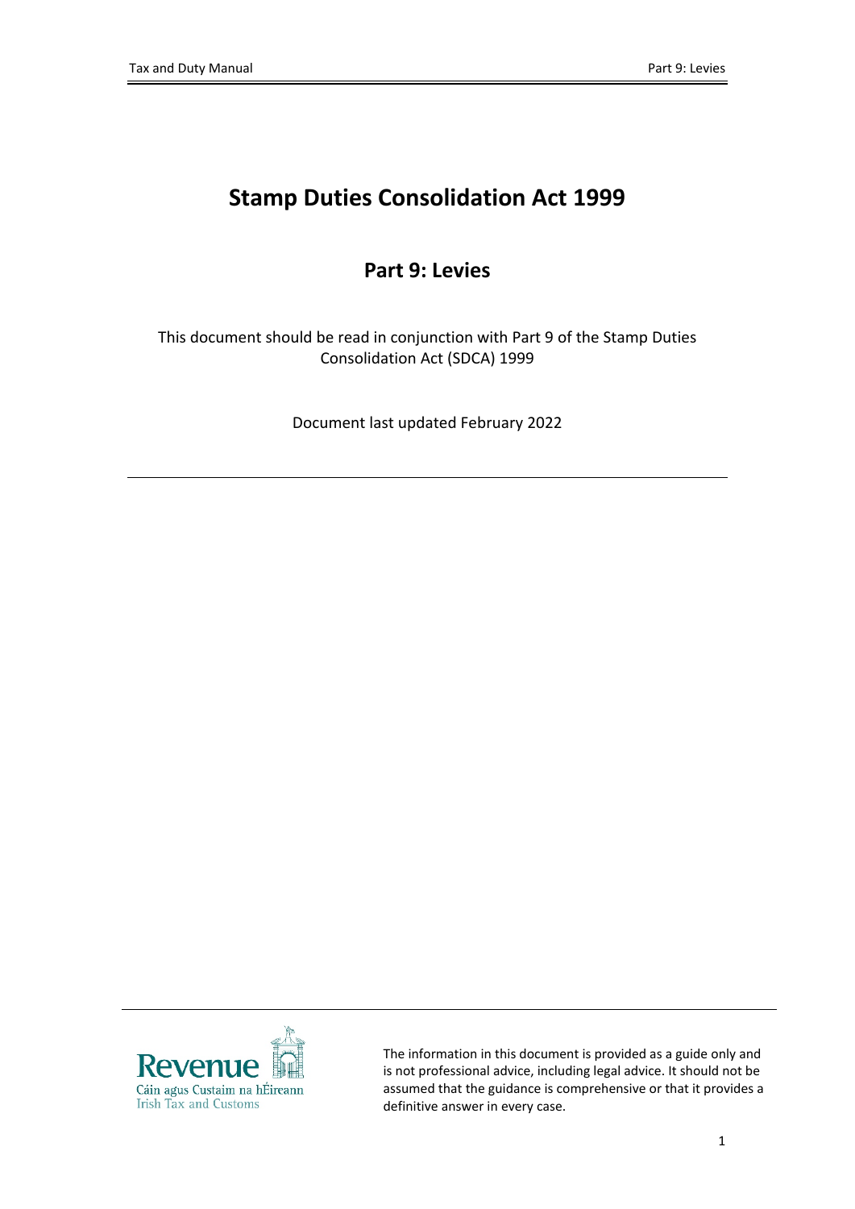# Stamp Duties Consolidation Act 1999

## Part 9: Levies

This document should be read in conjunction with Part 9 of the Stamp Duties Consolidation Act (SDCA) 1999

Document last updated February 2022

---

The information in this document is provided as a guide only and is not professional advice, including legal advice. It should not be assumed that the guidance is comprehensive or that it provides a definitive answer in every case.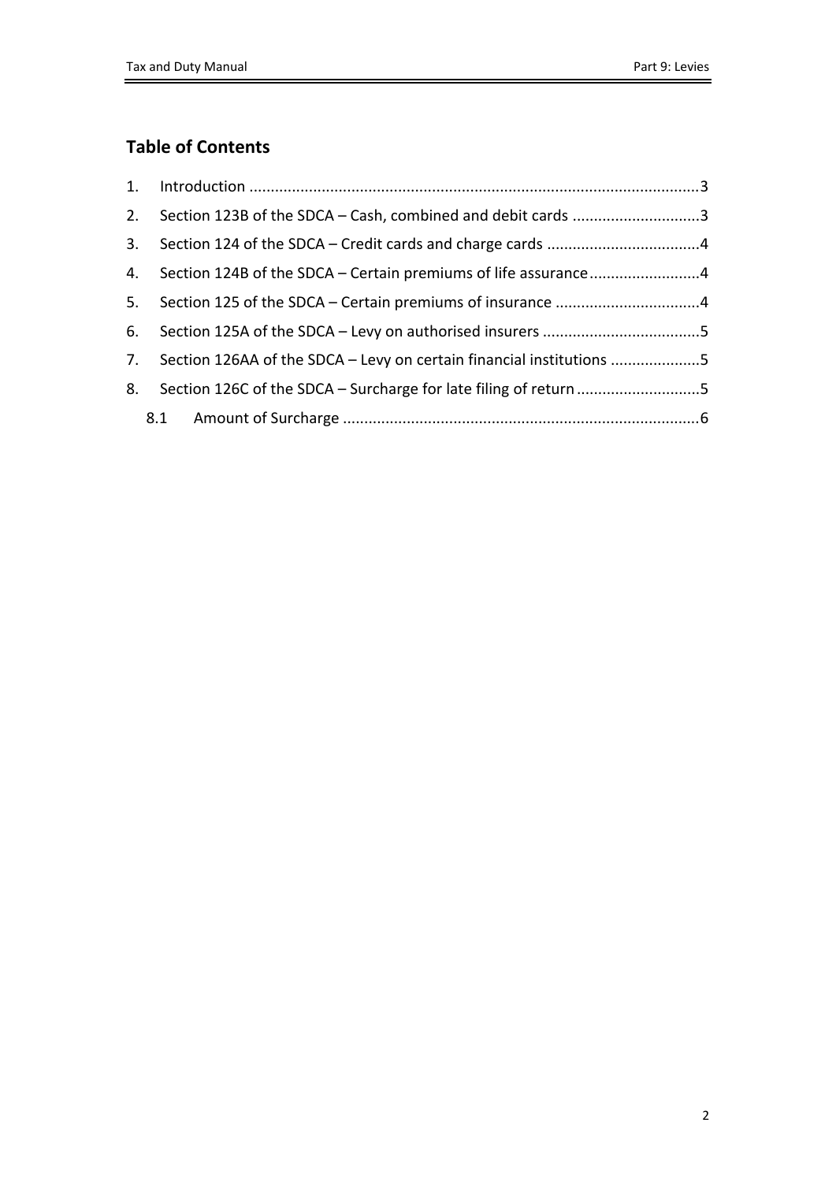## Table of Contents

1. Introduction .......................................................................................................3
2. Section 123B of the SDCA – Cash, combined and debit cards .............................3
3. Section 124 of the SDCA – Credit cards and charge cards ...................................4
4. Section 124B of the SDCA – Certain premiums of life assurance..........................4
5. Section 125 of the SDCA – Certain premiums of insurance .................................4
6. Section 125A of the SDCA – Levy on authorised insurers ....................................5
7. Section 126AA of the SDCA – Levy on certain financial institutions .....................5
8. Section 126C of the SDCA – Surcharge for late filing of return ............................5
   - 8.1 Amount of Surcharge ..................................................................................6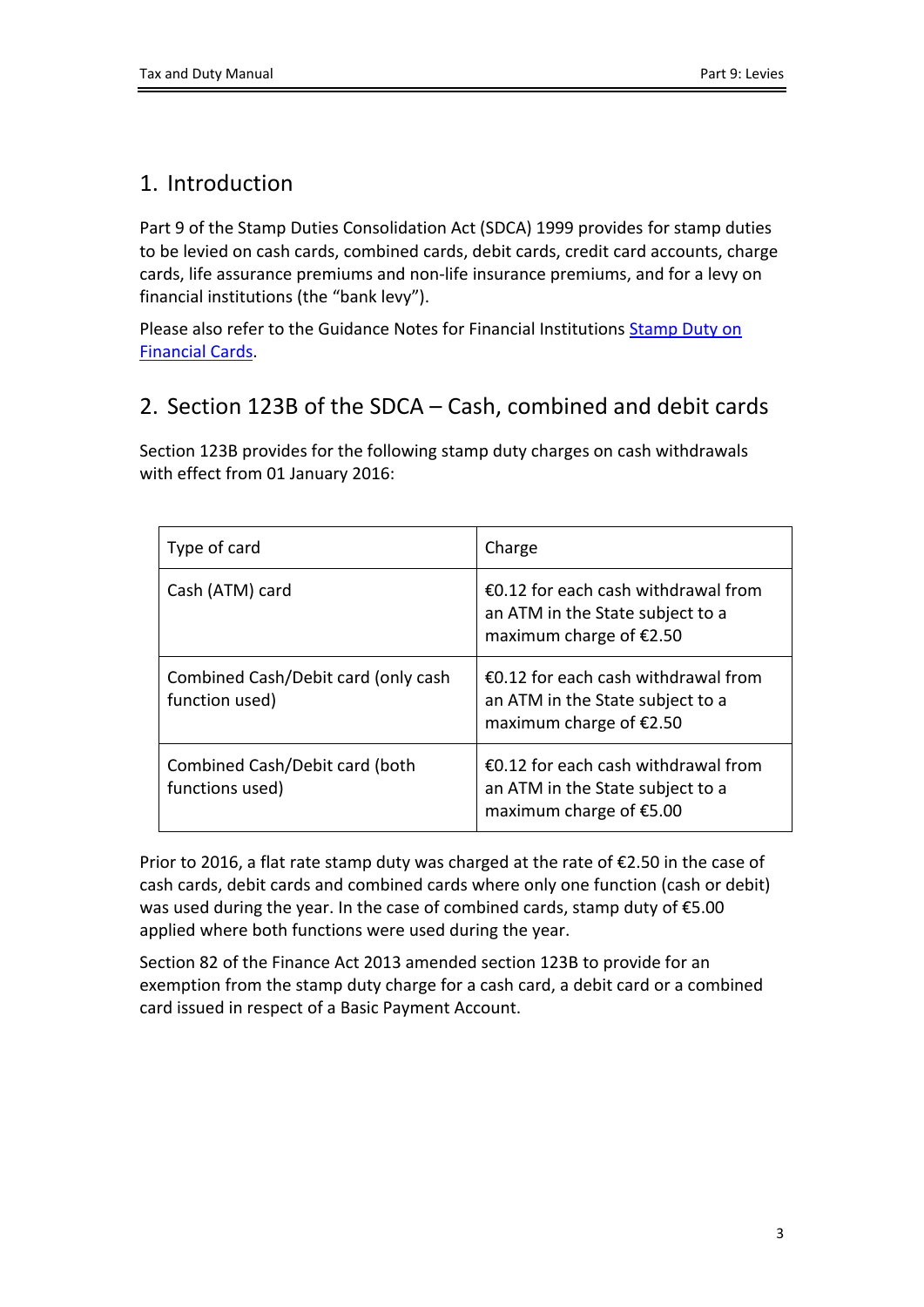## 1. Introduction

Part 9 of the Stamp Duties Consolidation Act (SDCA) 1999 provides for stamp duties to be levied on cash cards, combined cards, debit cards, credit card accounts, charge cards, life assurance premiums and non-life insurance premiums, and for a levy on financial institutions (the "bank levy").

Please also refer to the Guidance Notes for Financial Institutions Stamp Duty on Financial Cards.

## 2. Section 123B of the SDCA – Cash, combined and debit cards

Section 123B provides for the following stamp duty charges on cash withdrawals with effect from 01 January 2016:

| Type of card | Charge |
|---|---|
| Cash (ATM) card | €0.12 for each cash withdrawal from an ATM in the State subject to a maximum charge of €2.50 |
| Combined Cash/Debit card (only cash function used) | €0.12 for each cash withdrawal from an ATM in the State subject to a maximum charge of €2.50 |
| Combined Cash/Debit card (both functions used) | €0.12 for each cash withdrawal from an ATM in the State subject to a maximum charge of €5.00 |

Prior to 2016, a flat rate stamp duty was charged at the rate of €2.50 in the case of cash cards, debit cards and combined cards where only one function (cash or debit) was used during the year. In the case of combined cards, stamp duty of €5.00 applied where both functions were used during the year.

Section 82 of the Finance Act 2013 amended section 123B to provide for an exemption from the stamp duty charge for a cash card, a debit card or a combined card issued in respect of a Basic Payment Account.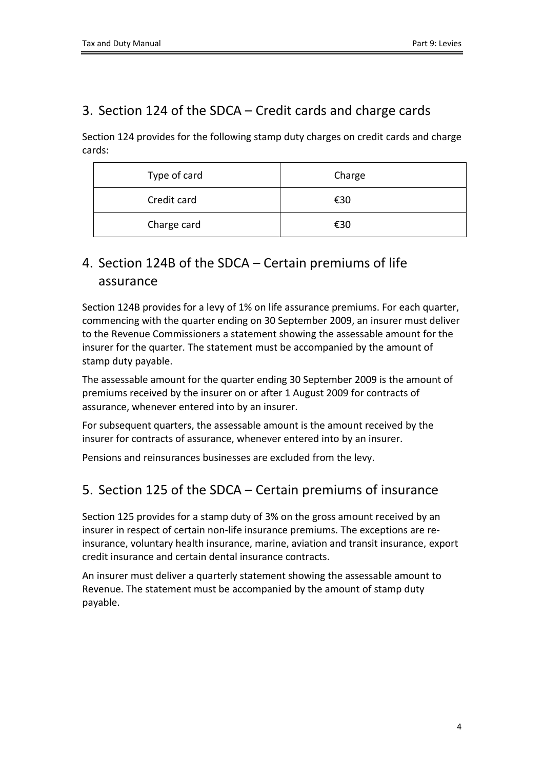## 3. Section 124 of the SDCA – Credit cards and charge cards

Section 124 provides for the following stamp duty charges on credit cards and charge cards:

| Type of card | Charge |
|---|---|
| Credit card | €30 |
| Charge card | €30 |

## 4. Section 124B of the SDCA – Certain premiums of life assurance

Section 124B provides for a levy of 1% on life assurance premiums. For each quarter, commencing with the quarter ending on 30 September 2009, an insurer must deliver to the Revenue Commissioners a statement showing the assessable amount for the insurer for the quarter. The statement must be accompanied by the amount of stamp duty payable.

The assessable amount for the quarter ending 30 September 2009 is the amount of premiums received by the insurer on or after 1 August 2009 for contracts of assurance, whenever entered into by an insurer.

For subsequent quarters, the assessable amount is the amount received by the insurer for contracts of assurance, whenever entered into by an insurer.

Pensions and reinsurances businesses are excluded from the levy.

## 5. Section 125 of the SDCA – Certain premiums of insurance

Section 125 provides for a stamp duty of 3% on the gross amount received by an insurer in respect of certain non-life insurance premiums. The exceptions are re-insurance, voluntary health insurance, marine, aviation and transit insurance, export credit insurance and certain dental insurance contracts.

An insurer must deliver a quarterly statement showing the assessable amount to Revenue. The statement must be accompanied by the amount of stamp duty payable.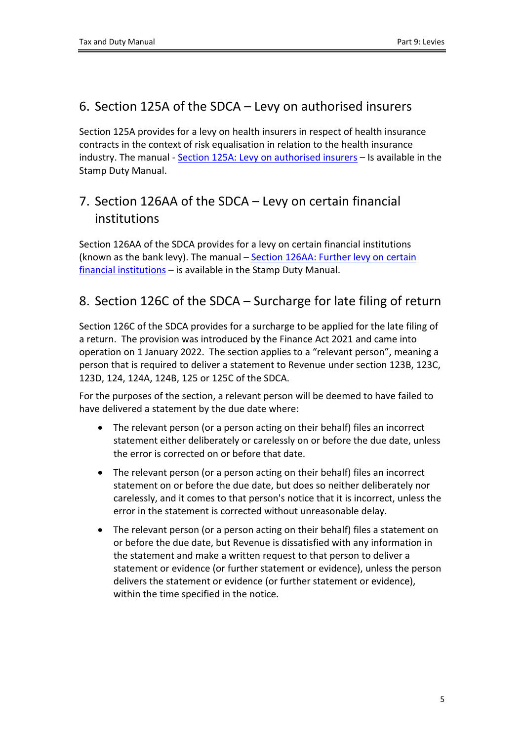## 6. Section 125A of the SDCA – Levy on authorised insurers

Section 125A provides for a levy on health insurers in respect of health insurance contracts in the context of risk equalisation in relation to the health insurance industry. The manual - Section 125A: Levy on authorised insurers – Is available in the Stamp Duty Manual.

## 7. Section 126AA of the SDCA – Levy on certain financial institutions

Section 126AA of the SDCA provides for a levy on certain financial institutions (known as the bank levy). The manual – Section 126AA: Further levy on certain financial institutions – is available in the Stamp Duty Manual.

## 8. Section 126C of the SDCA – Surcharge for late filing of return

Section 126C of the SDCA provides for a surcharge to be applied for the late filing of a return. The provision was introduced by the Finance Act 2021 and came into operation on 1 January 2022. The section applies to a "relevant person", meaning a person that is required to deliver a statement to Revenue under section 123B, 123C, 123D, 124, 124A, 124B, 125 or 125C of the SDCA.

For the purposes of the section, a relevant person will be deemed to have failed to have delivered a statement by the due date where:

- The relevant person (or a person acting on their behalf) files an incorrect statement either deliberately or carelessly on or before the due date, unless the error is corrected on or before that date.
- The relevant person (or a person acting on their behalf) files an incorrect statement on or before the due date, but does so neither deliberately nor carelessly, and it comes to that person's notice that it is incorrect, unless the error in the statement is corrected without unreasonable delay.
- The relevant person (or a person acting on their behalf) files a statement on or before the due date, but Revenue is dissatisfied with any information in the statement and make a written request to that person to deliver a statement or evidence (or further statement or evidence), unless the person delivers the statement or evidence (or further statement or evidence), within the time specified in the notice.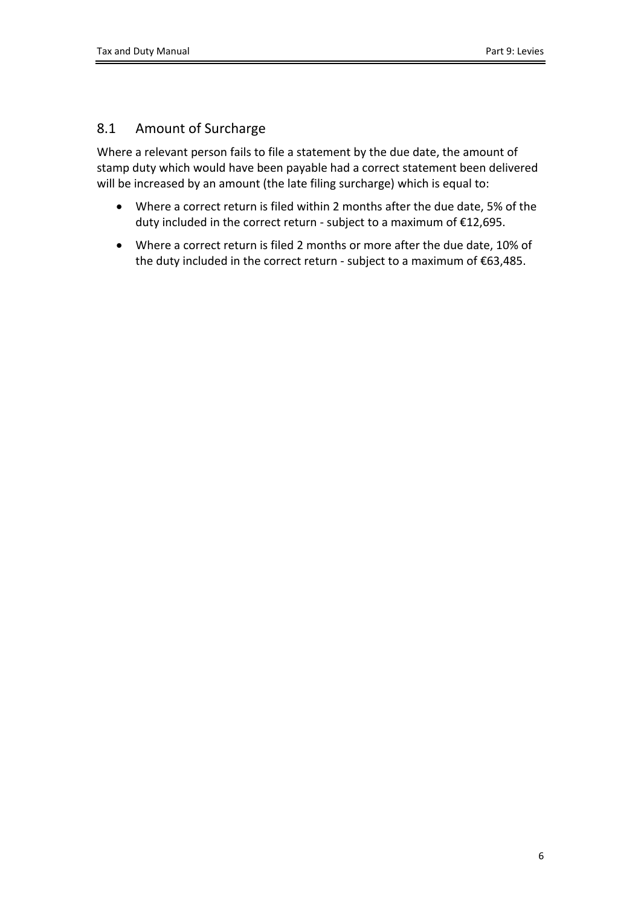## 8.1 Amount of Surcharge

Where a relevant person fails to file a statement by the due date, the amount of stamp duty which would have been payable had a correct statement been delivered will be increased by an amount (the late filing surcharge) which is equal to:

- Where a correct return is filed within 2 months after the due date, 5% of the duty included in the correct return - subject to a maximum of €12,695.
- Where a correct return is filed 2 months or more after the due date, 10% of the duty included in the correct return - subject to a maximum of €63,485.